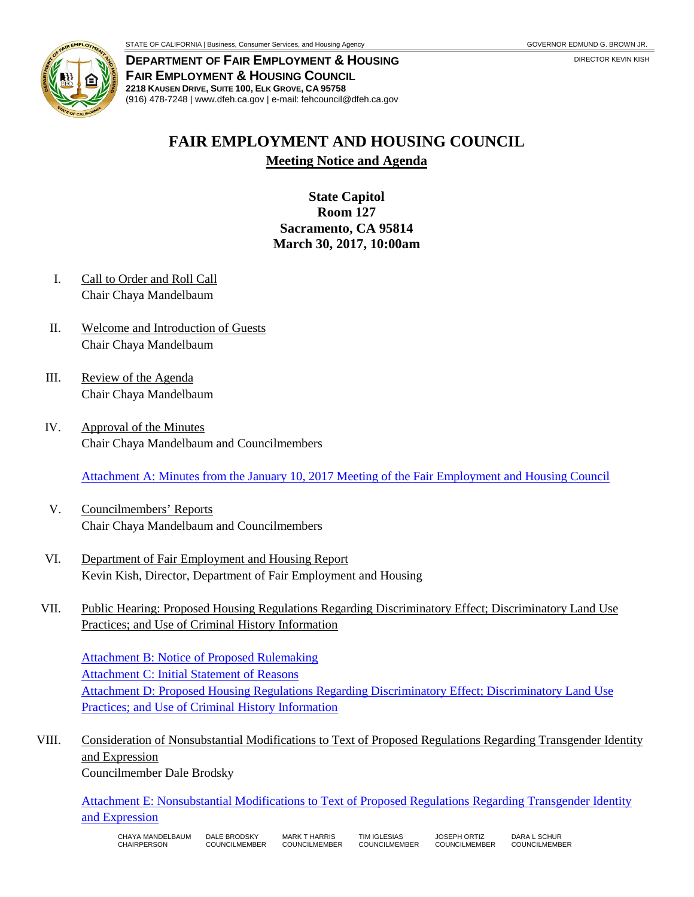STATE OF CALIFORNIA | Business, Consumer Services, and Housing Agency — GOVERNOR EDMUND G. BROWN JR.

**DEPARTMENT OF FAIR EMPLOYMENT & HOUSING**
**FAIR EMPLOYMENT & HOUSING COUNCIL**
**2218 KAUSEN DRIVE, SUITE 100, ELK GROVE, CA 95758**
(916) 478-7248 | www.dfeh.ca.gov | e-mail: fehcouncil@dfeh.ca.gov

DIRECTOR KEVIN KISH

# FAIR EMPLOYMENT AND HOUSING COUNCIL

## Meeting Notice and Agenda

**State Capitol**
**Room 127**
**Sacramento, CA 95814**
**March 30, 2017, 10:00am**

I. Call to Order and Roll Call
Chair Chaya Mandelbaum

II. Welcome and Introduction of Guests
Chair Chaya Mandelbaum

III. Review of the Agenda
Chair Chaya Mandelbaum

IV. Approval of the Minutes
Chair Chaya Mandelbaum and Councilmembers

Attachment A: Minutes from the January 10, 2017 Meeting of the Fair Employment and Housing Council

V. Councilmembers' Reports
Chair Chaya Mandelbaum and Councilmembers

VI. Department of Fair Employment and Housing Report
Kevin Kish, Director, Department of Fair Employment and Housing

VII. Public Hearing: Proposed Housing Regulations Regarding Discriminatory Effect; Discriminatory Land Use Practices; and Use of Criminal History Information

Attachment B: Notice of Proposed Rulemaking
Attachment C: Initial Statement of Reasons
Attachment D: Proposed Housing Regulations Regarding Discriminatory Effect; Discriminatory Land Use Practices; and Use of Criminal History Information

VIII. Consideration of Nonsubstantial Modifications to Text of Proposed Regulations Regarding Transgender Identity and Expression
Councilmember Dale Brodsky

Attachment E: Nonsubstantial Modifications to Text of Proposed Regulations Regarding Transgender Identity and Expression

CHAYA MANDELBAUM, CHAIRPERSON | DALE BRODSKY, COUNCILMEMBER | MARK T HARRIS, COUNCILMEMBER | TIM IGLESIAS, COUNCILMEMBER | JOSEPH ORTIZ, COUNCILMEMBER | DARA L SCHUR, COUNCILMEMBER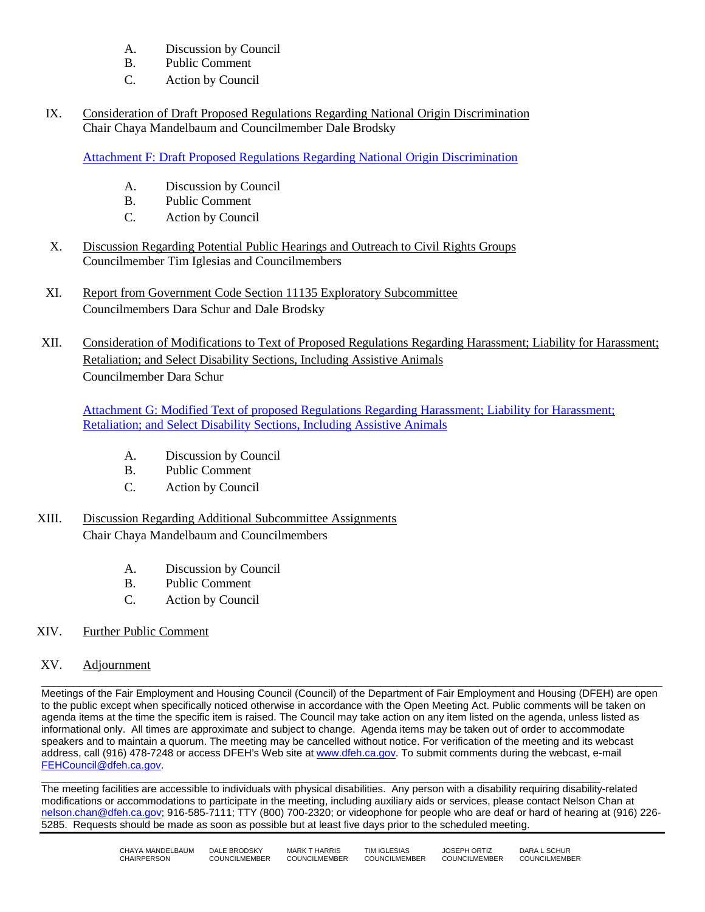A. Discussion by Council
B. Public Comment
C. Action by Council

IX. Consideration of Draft Proposed Regulations Regarding National Origin Discrimination
Chair Chaya Mandelbaum and Councilmember Dale Brodsky

[Attachment F: Draft Proposed Regulations Regarding National Origin Discrimination]

A. Discussion by Council
B. Public Comment
C. Action by Council

X. Discussion Regarding Potential Public Hearings and Outreach to Civil Rights Groups
Councilmember Tim Iglesias and Councilmembers

XI. Report from Government Code Section 11135 Exploratory Subcommittee
Councilmembers Dara Schur and Dale Brodsky

XII. Consideration of Modifications to Text of Proposed Regulations Regarding Harassment; Liability for Harassment; Retaliation; and Select Disability Sections, Including Assistive Animals
Councilmember Dara Schur

[Attachment G: Modified Text of proposed Regulations Regarding Harassment; Liability for Harassment; Retaliation; and Select Disability Sections, Including Assistive Animals]

A. Discussion by Council
B. Public Comment
C. Action by Council

XIII. Discussion Regarding Additional Subcommittee Assignments
Chair Chaya Mandelbaum and Councilmembers

A. Discussion by Council
B. Public Comment
C. Action by Council

XIV. Further Public Comment

XV. Adjournment

---

Meetings of the Fair Employment and Housing Council (Council) of the Department of Fair Employment and Housing (DFEH) are open to the public except when specifically noticed otherwise in accordance with the Open Meeting Act. Public comments will be taken on agenda items at the time the specific item is raised. The Council may take action on any item listed on the agenda, unless listed as informational only. All times are approximate and subject to change. Agenda items may be taken out of order to accommodate speakers and to maintain a quorum. The meeting may be cancelled without notice. For verification of the meeting and its webcast address, call (916) 478-7248 or access DFEH's Web site at www.dfeh.ca.gov. To submit comments during the webcast, e-mail FEHCouncil@dfeh.ca.gov.

---

The meeting facilities are accessible to individuals with physical disabilities. Any person with a disability requiring disability-related modifications or accommodations to participate in the meeting, including auxiliary aids or services, please contact Nelson Chan at nelson.chan@dfeh.ca.gov; 916-585-7111; TTY (800) 700-2320; or videophone for people who are deaf or hard of hearing at (916) 226-5285. Requests should be made as soon as possible but at least five days prior to the scheduled meeting.

---

CHAYA MANDELBAUM CHAIRPERSON | DALE BRODSKY COUNCILMEMBER | MARK T HARRIS COUNCILMEMBER | TIM IGLESIAS COUNCILMEMBER | JOSEPH ORTIZ COUNCILMEMBER | DARA L SCHUR COUNCILMEMBER